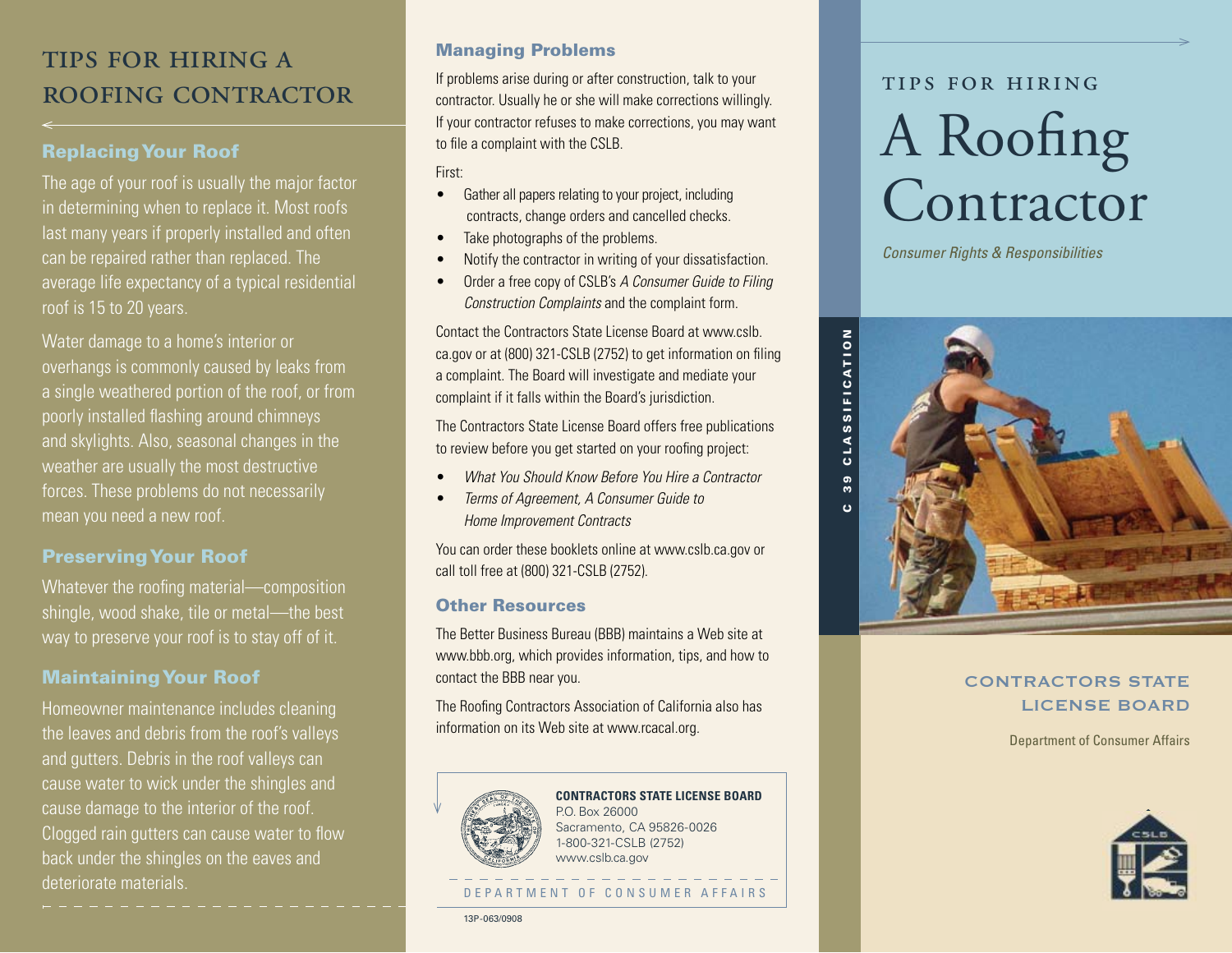# Tips for Hiring a Roofing Contractor

## Replacing Your Roof

The age of your roof is usually the major factor in determining when to replace it. Most roofs last many years if properly installed and often can be repaired rather than replaced. The average life expectancy of a typical residential roof is 15 to 20 years.

Water damage to a home's interior or overhangs is commonly caused by leaks from a single weathered portion of the roof, or from poorly installed flashing around chimneys and skylights. Also, seasonal changes in the weather are usually the most destructive forces. These problems do not necessarily mean you need a new roof.

## Preserving Your Roof

Whatever the roofing material—composition shingle, wood shake, tile or metal—the best way to preserve your roof is to stay off of it.

## Maintaining Your Roof

Homeowner maintenance includes cleaning the leaves and debris from the roof's valleys and gutters. Debris in the roof valleys can cause water to wick under the shingles and cause damage to the interior of the roof. Clogged rain gutters can cause water to flow back under the shingles on the eaves and deteriorate materials.

## Managing Problems

If problems arise during or after construction, talk to your contractor. Usually he or she will make corrections willingly. If your contractor refuses to make corrections, you may want to file a complaint with the CSLB.

First:

- Gather all papers relating to your project, including contracts, change orders and cancelled checks.
- Take photographs of the problems.
- Notify the contractor in writing of your dissatisfaction.
- Order a free copy of CSLB's *A Consumer Guide to Filing Construction Complaints* and the complaint form.

Contact the Contractors State License Board at www.cslb.ca.gov or at (800) 321-CSLB (2752) to get information on filing a complaint. The Board will investigate and mediate your complaint if it falls within the Board's jurisdiction.

The Contractors State License Board offers free publications to review before you get started on your roofing project:

- *What You Should Know Before You Hire a Contractor*
- *Terms of Agreement, A Consumer Guide to Home Improvement Contracts*

You can order these booklets online at www.cslb.ca.gov or call toll free at (800) 321-CSLB (2752).

## Other Resources

The Better Business Bureau (BBB) maintains a Web site at www.bbb.org, which provides information, tips, and how to contact the BBB near you.

The Roofing Contractors Association of California also has information on its Web site at www.rcacal.org.

**CONTRACTORS STATE LICENSE BOARD**
P.O. Box 26000
Sacramento, CA 95826-0026
1-800-321-CSLB (2752)
www.cslb.ca.gov

DEPARTMENT OF CONSUMER AFFAIRS

13P-063/0908

---

TIPS FOR HIRING

# A Roofing Contractor

*Consumer Rights & Responsibilities*

C 39 CLASSIFICATION

CONTRACTORS STATE LICENSE BOARD

Department of Consumer Affairs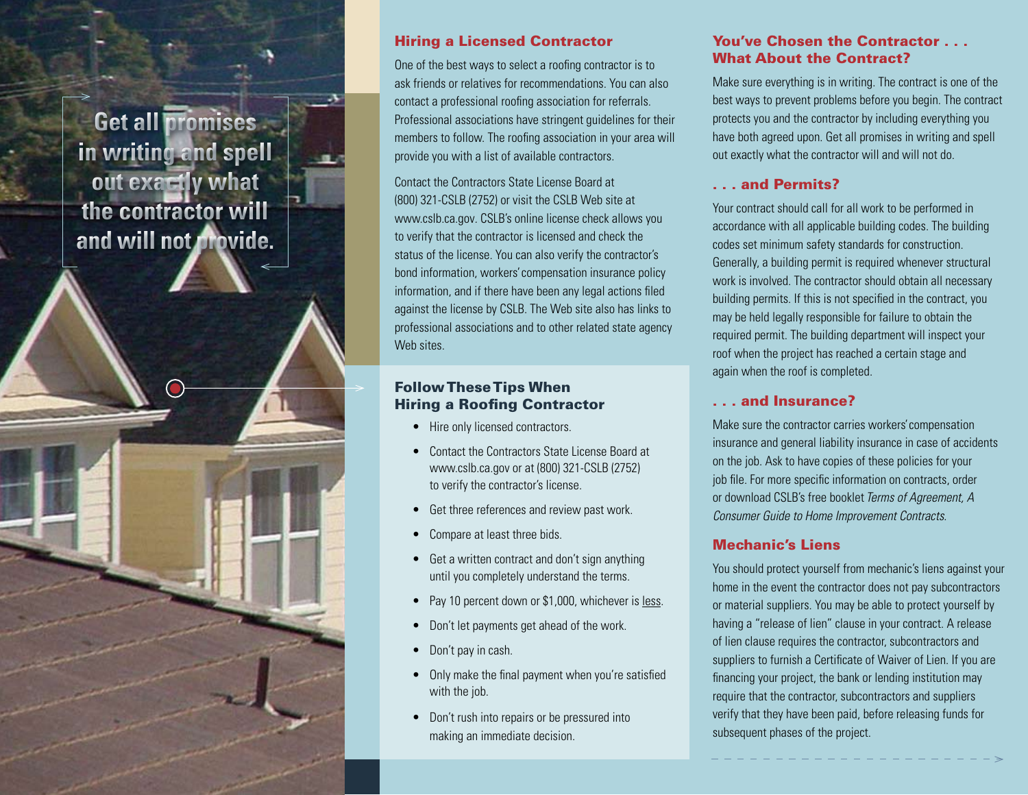Get all promises in writing and spell out exactly what the contractor will and will not provide.

## Hiring a Licensed Contractor

One of the best ways to select a roofing contractor is to ask friends or relatives for recommendations. You can also contact a professional roofing association for referrals. Professional associations have stringent guidelines for their members to follow. The roofing association in your area will provide you with a list of available contractors.

Contact the Contractors State License Board at (800) 321-CSLB (2752) or visit the CSLB Web site at www.cslb.ca.gov. CSLB's online license check allows you to verify that the contractor is licensed and check the status of the license. You can also verify the contractor's bond information, workers' compensation insurance policy information, and if there have been any legal actions filed against the license by CSLB. The Web site also has links to professional associations and to other related state agency Web sites.

## Follow These Tips When Hiring a Roofing Contractor

- Hire only licensed contractors.
- Contact the Contractors State License Board at www.cslb.ca.gov or at (800) 321-CSLB (2752) to verify the contractor's license.
- Get three references and review past work.
- Compare at least three bids.
- Get a written contract and don't sign anything until you completely understand the terms.
- Pay 10 percent down or $1,000, whichever is less.
- Don't let payments get ahead of the work.
- Don't pay in cash.
- Only make the final payment when you're satisfied with the job.
- Don't rush into repairs or be pressured into making an immediate decision.

## You've Chosen the Contractor . . . What About the Contract?

Make sure everything is in writing. The contract is one of the best ways to prevent problems before you begin. The contract protects you and the contractor by including everything you have both agreed upon. Get all promises in writing and spell out exactly what the contractor will and will not do.

## . . . and Permits?

Your contract should call for all work to be performed in accordance with all applicable building codes. The building codes set minimum safety standards for construction. Generally, a building permit is required whenever structural work is involved. The contractor should obtain all necessary building permits. If this is not specified in the contract, you may be held legally responsible for failure to obtain the required permit. The building department will inspect your roof when the project has reached a certain stage and again when the roof is completed.

## . . . and Insurance?

Make sure the contractor carries workers' compensation insurance and general liability insurance in case of accidents on the job. Ask to have copies of these policies for your job file. For more specific information on contracts, order or download CSLB's free booklet *Terms of Agreement, A Consumer Guide to Home Improvement Contracts*.

## Mechanic's Liens

You should protect yourself from mechanic's liens against your home in the event the contractor does not pay subcontractors or material suppliers. You may be able to protect yourself by having a "release of lien" clause in your contract. A release of lien clause requires the contractor, subcontractors and suppliers to furnish a Certificate of Waiver of Lien. If you are financing your project, the bank or lending institution may require that the contractor, subcontractors and suppliers verify that they have been paid, before releasing funds for subsequent phases of the project.